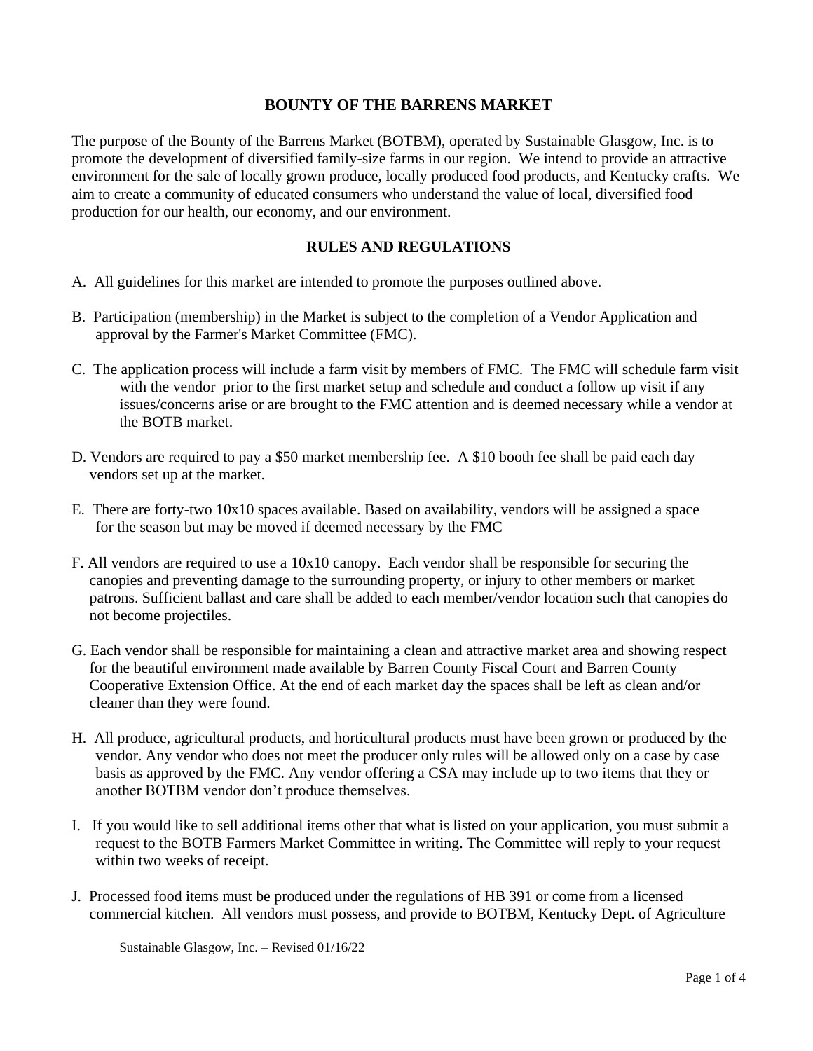# BOUNTY OF THE BARRENS MARKET

The purpose of the Bounty of the Barrens Market (BOTBM), operated by Sustainable Glasgow, Inc. is to promote the development of diversified family-size farms in our region. We intend to provide an attractive environment for the sale of locally grown produce, locally produced food products, and Kentucky crafts. We aim to create a community of educated consumers who understand the value of local, diversified food production for our health, our economy, and our environment.

## RULES AND REGULATIONS

A. All guidelines for this market are intended to promote the purposes outlined above.

B. Participation (membership) in the Market is subject to the completion of a Vendor Application and approval by the Farmer's Market Committee (FMC).

C. The application process will include a farm visit by members of FMC. The FMC will schedule farm visit with the vendor prior to the first market setup and schedule and conduct a follow up visit if any issues/concerns arise or are brought to the FMC attention and is deemed necessary while a vendor at the BOTB market.

D. Vendors are required to pay a $50 market membership fee. A $10 booth fee shall be paid each day vendors set up at the market.

E. There are forty-two 10x10 spaces available. Based on availability, vendors will be assigned a space for the season but may be moved if deemed necessary by the FMC

F. All vendors are required to use a 10x10 canopy. Each vendor shall be responsible for securing the canopies and preventing damage to the surrounding property, or injury to other members or market patrons. Sufficient ballast and care shall be added to each member/vendor location such that canopies do not become projectiles.

G. Each vendor shall be responsible for maintaining a clean and attractive market area and showing respect for the beautiful environment made available by Barren County Fiscal Court and Barren County Cooperative Extension Office. At the end of each market day the spaces shall be left as clean and/or cleaner than they were found.

H. All produce, agricultural products, and horticultural products must have been grown or produced by the vendor. Any vendor who does not meet the producer only rules will be allowed only on a case by case basis as approved by the FMC. Any vendor offering a CSA may include up to two items that they or another BOTBM vendor don't produce themselves.

I. If you would like to sell additional items other that what is listed on your application, you must submit a request to the BOTB Farmers Market Committee in writing. The Committee will reply to your request within two weeks of receipt.

J. Processed food items must be produced under the regulations of HB 391 or come from a licensed commercial kitchen. All vendors must possess, and provide to BOTBM, Kentucky Dept. of Agriculture

Sustainable Glasgow, Inc. – Revised 01/16/22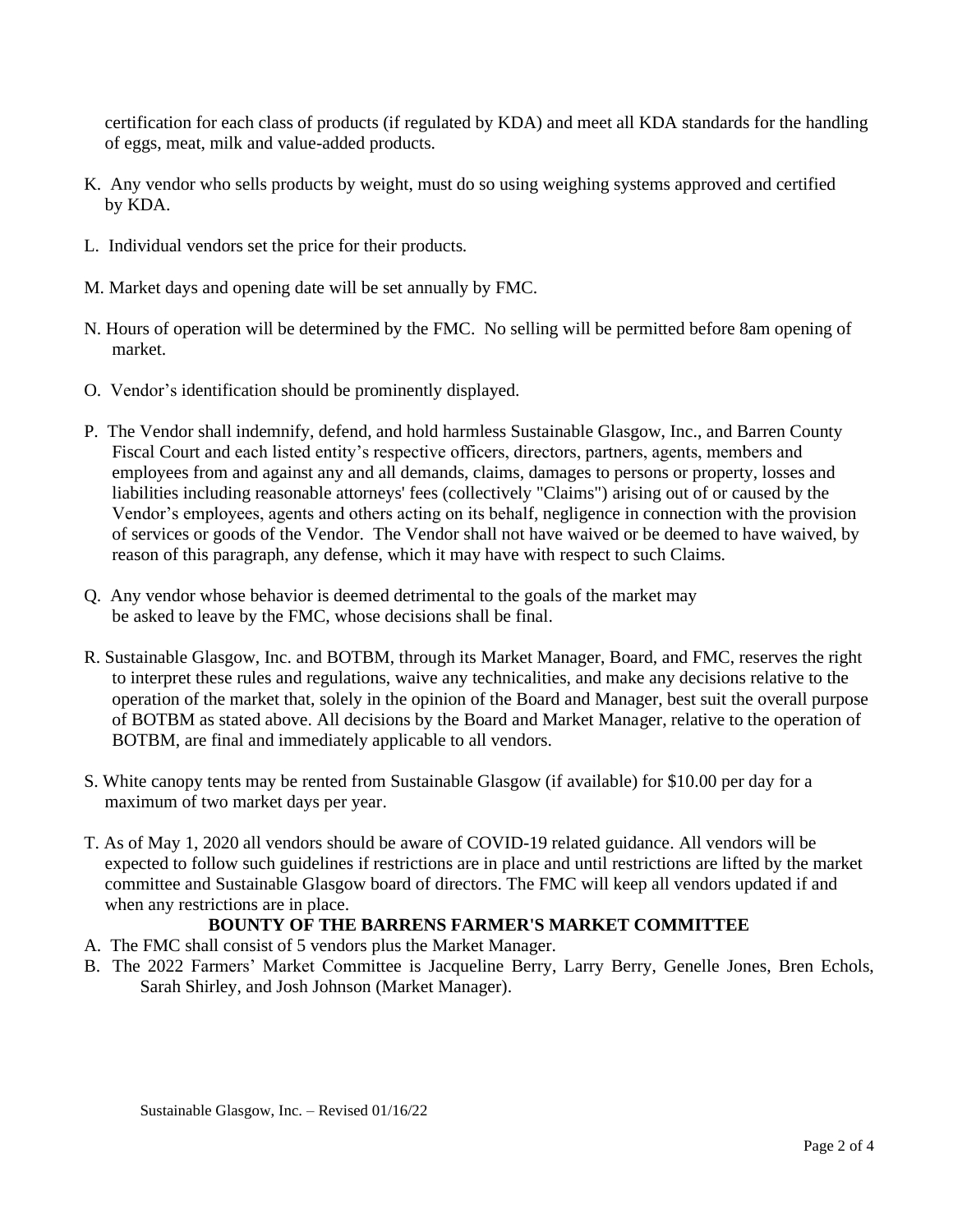certification for each class of products (if regulated by KDA) and meet all KDA standards for the handling of eggs, meat, milk and value-added products.

K. Any vendor who sells products by weight, must do so using weighing systems approved and certified by KDA.

L. Individual vendors set the price for their products.

M. Market days and opening date will be set annually by FMC.

N. Hours of operation will be determined by the FMC. No selling will be permitted before 8am opening of market.

O. Vendor's identification should be prominently displayed.

P. The Vendor shall indemnify, defend, and hold harmless Sustainable Glasgow, Inc., and Barren County Fiscal Court and each listed entity's respective officers, directors, partners, agents, members and employees from and against any and all demands, claims, damages to persons or property, losses and liabilities including reasonable attorneys' fees (collectively "Claims") arising out of or caused by the Vendor's employees, agents and others acting on its behalf, negligence in connection with the provision of services or goods of the Vendor. The Vendor shall not have waived or be deemed to have waived, by reason of this paragraph, any defense, which it may have with respect to such Claims.

Q. Any vendor whose behavior is deemed detrimental to the goals of the market may be asked to leave by the FMC, whose decisions shall be final.

R. Sustainable Glasgow, Inc. and BOTBM, through its Market Manager, Board, and FMC, reserves the right to interpret these rules and regulations, waive any technicalities, and make any decisions relative to the operation of the market that, solely in the opinion of the Board and Manager, best suit the overall purpose of BOTBM as stated above. All decisions by the Board and Market Manager, relative to the operation of BOTBM, are final and immediately applicable to all vendors.

S. White canopy tents may be rented from Sustainable Glasgow (if available) for $10.00 per day for a maximum of two market days per year.

T. As of May 1, 2020 all vendors should be aware of COVID-19 related guidance. All vendors will be expected to follow such guidelines if restrictions are in place and until restrictions are lifted by the market committee and Sustainable Glasgow board of directors. The FMC will keep all vendors updated if and when any restrictions are in place.

## BOUNTY OF THE BARRENS FARMER'S MARKET COMMITTEE

A. The FMC shall consist of 5 vendors plus the Market Manager.

B. The 2022 Farmers' Market Committee is Jacqueline Berry, Larry Berry, Genelle Jones, Bren Echols, Sarah Shirley, and Josh Johnson (Market Manager).

Sustainable Glasgow, Inc. – Revised 01/16/22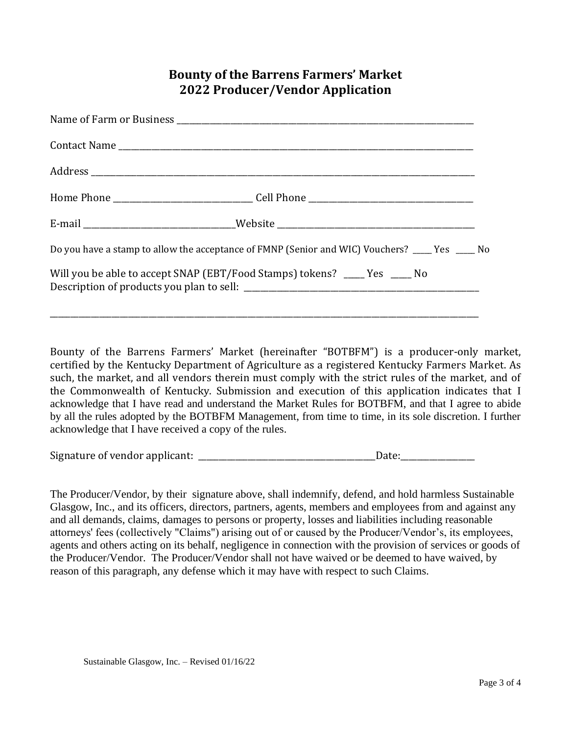# Bounty of the Barrens Farmers' Market
# 2022 Producer/Vendor Application

Name of Farm or Business ____________________________________________________________

Contact Name _______________________________________________________________________

Address ___________________________________________________________________________

Home Phone __________________________ Cell Phone ______________________________

E-mail ____________________________Website ____________________________________

Do you have a stamp to allow the acceptance of FMNP (Senior and WIC) Vouchers? ____ Yes ____ No

Will you be able to accept SNAP (EBT/Food Stamps) tokens? ____ Yes ____ No
Description of products you plan to sell: ___________________________________________

_____________________________________________________________________________________

Bounty of the Barrens Farmers' Market (hereinafter "BOTBFM") is a producer-only market, certified by the Kentucky Department of Agriculture as a registered Kentucky Farmers Market. As such, the market, and all vendors therein must comply with the strict rules of the market, and of the Commonwealth of Kentucky. Submission and execution of this application indicates that I acknowledge that I have read and understand the Market Rules for BOTBFM, and that I agree to abide by all the rules adopted by the BOTBFM Management, from time to time, in its sole discretion. I further acknowledge that I have received a copy of the rules.

Signature of vendor applicant: _________________________________Date:_____________

The Producer/Vendor, by their signature above, shall indemnify, defend, and hold harmless Sustainable Glasgow, Inc., and its officers, directors, partners, agents, members and employees from and against any and all demands, claims, damages to persons or property, losses and liabilities including reasonable attorneys' fees (collectively "Claims") arising out of or caused by the Producer/Vendor's, its employees, agents and others acting on its behalf, negligence in connection with the provision of services or goods of the Producer/Vendor. The Producer/Vendor shall not have waived or be deemed to have waived, by reason of this paragraph, any defense which it may have with respect to such Claims.

Sustainable Glasgow, Inc. – Revised 01/16/22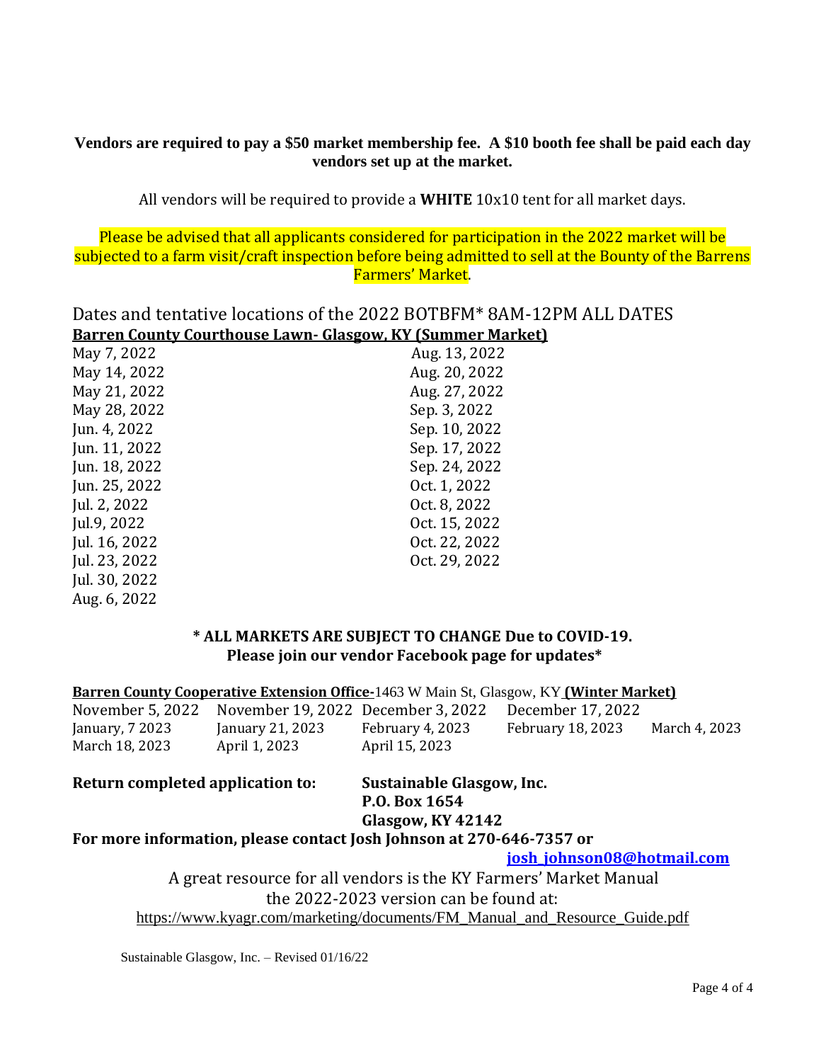**Vendors are required to pay a $50 market membership fee. A $10 booth fee shall be paid each day vendors set up at the market.**

All vendors will be required to provide a **WHITE** 10x10 tent for all market days.

Please be advised that all applicants considered for participation in the 2022 market will be subjected to a farm visit/craft inspection before being admitted to sell at the Bounty of the Barrens Farmers' Market.

Dates and tentative locations of the 2022 BOTBFM* 8AM-12PM ALL DATES

**Barren County Courthouse Lawn- Glasgow, KY (Summer Market)**

| | |
|---|---|
| May 7, 2022 | Aug. 13, 2022 |
| May 14, 2022 | Aug. 20, 2022 |
| May 21, 2022 | Aug. 27, 2022 |
| May 28, 2022 | Sep. 3, 2022 |
| Jun. 4, 2022 | Sep. 10, 2022 |
| Jun. 11, 2022 | Sep. 17, 2022 |
| Jun. 18, 2022 | Sep. 24, 2022 |
| Jun. 25, 2022 | Oct. 1, 2022 |
| Jul. 2, 2022 | Oct. 8, 2022 |
| Jul.9, 2022 | Oct. 15, 2022 |
| Jul. 16, 2022 | Oct. 22, 2022 |
| Jul. 23, 2022 | Oct. 29, 2022 |
| Jul. 30, 2022 | |
| Aug. 6, 2022 | |

**\* ALL MARKETS ARE SUBJECT TO CHANGE Due to COVID-19.**
**Please join our vendor Facebook page for updates***

**Barren County Cooperative Extension Office-**1463 W Main St, Glasgow, KY **(Winter Market)**

| | | | | |
|---|---|---|---|---|
| November 5, 2022 | November 19, 2022 | December 3, 2022 | December 17, 2022 | |
| January, 7 2023 | January 21, 2023 | February 4, 2023 | February 18, 2023 | March 4, 2023 |
| March 18, 2023 | April 1, 2023 | April 15, 2023 | | |

**Return completed application to:** **Sustainable Glasgow, Inc.**
**P.O. Box 1654**
**Glasgow, KY 42142**

**For more information, please contact Josh Johnson at 270-646-7357 or josh_johnson08@hotmail.com**

A great resource for all vendors is the KY Farmers' Market Manual the 2022-2023 version can be found at:
https://www.kyagr.com/marketing/documents/FM_Manual_and_Resource_Guide.pdf

Sustainable Glasgow, Inc. – Revised 01/16/22